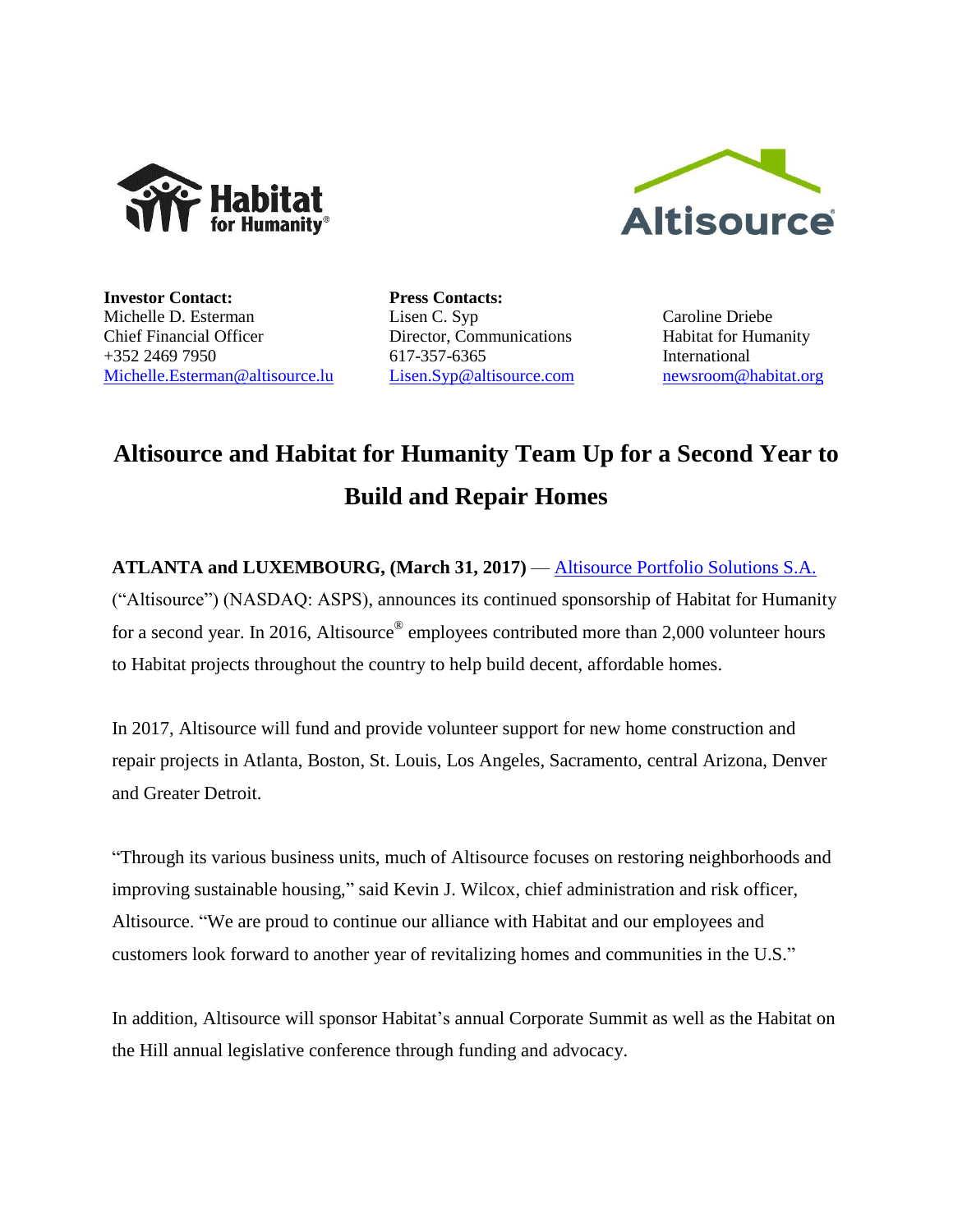**Investor Contact:**
Michelle D. Esterman
Chief Financial Officer
+352 2469 7950
Michelle.Esterman@altisource.lu

**Press Contacts:**
Lisen C. Syp
Director, Communications
617-357-6365
Lisen.Syp@altisource.com

Caroline Driebe
Habitat for Humanity International
newsroom@habitat.org

# Altisource and Habitat for Humanity Team Up for a Second Year to Build and Repair Homes

**ATLANTA and LUXEMBOURG, (March 31, 2017)** — Altisource Portfolio Solutions S.A. ("Altisource") (NASDAQ: ASPS), announces its continued sponsorship of Habitat for Humanity for a second year. In 2016, Altisource® employees contributed more than 2,000 volunteer hours to Habitat projects throughout the country to help build decent, affordable homes.

In 2017, Altisource will fund and provide volunteer support for new home construction and repair projects in Atlanta, Boston, St. Louis, Los Angeles, Sacramento, central Arizona, Denver and Greater Detroit.

"Through its various business units, much of Altisource focuses on restoring neighborhoods and improving sustainable housing," said Kevin J. Wilcox, chief administration and risk officer, Altisource. "We are proud to continue our alliance with Habitat and our employees and customers look forward to another year of revitalizing homes and communities in the U.S."

In addition, Altisource will sponsor Habitat's annual Corporate Summit as well as the Habitat on the Hill annual legislative conference through funding and advocacy.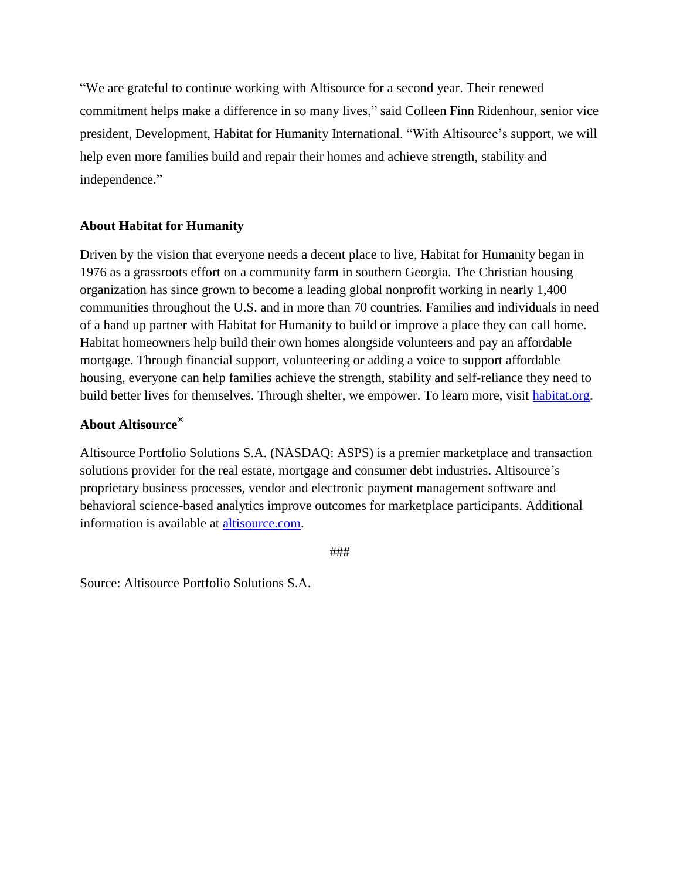"We are grateful to continue working with Altisource for a second year. Their renewed commitment helps make a difference in so many lives," said Colleen Finn Ridenhour, senior vice president, Development, Habitat for Humanity International. "With Altisource's support, we will help even more families build and repair their homes and achieve strength, stability and independence."

**About Habitat for Humanity**

Driven by the vision that everyone needs a decent place to live, Habitat for Humanity began in 1976 as a grassroots effort on a community farm in southern Georgia. The Christian housing organization has since grown to become a leading global nonprofit working in nearly 1,400 communities throughout the U.S. and in more than 70 countries. Families and individuals in need of a hand up partner with Habitat for Humanity to build or improve a place they can call home. Habitat homeowners help build their own homes alongside volunteers and pay an affordable mortgage. Through financial support, volunteering or adding a voice to support affordable housing, everyone can help families achieve the strength, stability and self-reliance they need to build better lives for themselves. Through shelter, we empower. To learn more, visit [habitat.org](habitat.org).

**About Altisource®**

Altisource Portfolio Solutions S.A. (NASDAQ: ASPS) is a premier marketplace and transaction solutions provider for the real estate, mortgage and consumer debt industries. Altisource's proprietary business processes, vendor and electronic payment management software and behavioral science-based analytics improve outcomes for marketplace participants. Additional information is available at [altisource.com](altisource.com).

###

Source: Altisource Portfolio Solutions S.A.